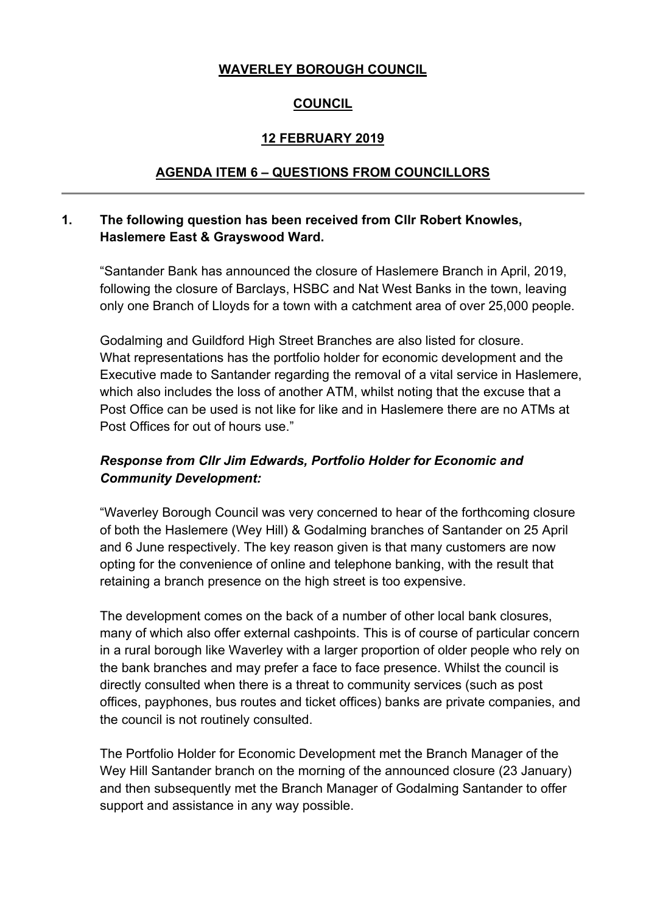# WAVERLEY BOROUGH COUNCIL

## COUNCIL

## 12 FEBRUARY 2019

## AGENDA ITEM 6 – QUESTIONS FROM COUNCILLORS

---

**1. The following question has been received from Cllr Robert Knowles, Haslemere East & Grayswood Ward.**

"Santander Bank has announced the closure of Haslemere Branch in April, 2019, following the closure of Barclays, HSBC and Nat West Banks in the town, leaving only one Branch of Lloyds for a town with a catchment area of over 25,000 people.

Godalming and Guildford High Street Branches are also listed for closure. What representations has the portfolio holder for economic development and the Executive made to Santander regarding the removal of a vital service in Haslemere, which also includes the loss of another ATM, whilst noting that the excuse that a Post Office can be used is not like for like and in Haslemere there are no ATMs at Post Offices for out of hours use."

***Response from Cllr Jim Edwards, Portfolio Holder for Economic and Community Development:***

"Waverley Borough Council was very concerned to hear of the forthcoming closure of both the Haslemere (Wey Hill) & Godalming branches of Santander on 25 April and 6 June respectively. The key reason given is that many customers are now opting for the convenience of online and telephone banking, with the result that retaining a branch presence on the high street is too expensive.

The development comes on the back of a number of other local bank closures, many of which also offer external cashpoints. This is of course of particular concern in a rural borough like Waverley with a larger proportion of older people who rely on the bank branches and may prefer a face to face presence. Whilst the council is directly consulted when there is a threat to community services (such as post offices, payphones, bus routes and ticket offices) banks are private companies, and the council is not routinely consulted.

The Portfolio Holder for Economic Development met the Branch Manager of the Wey Hill Santander branch on the morning of the announced closure (23 January) and then subsequently met the Branch Manager of Godalming Santander to offer support and assistance in any way possible.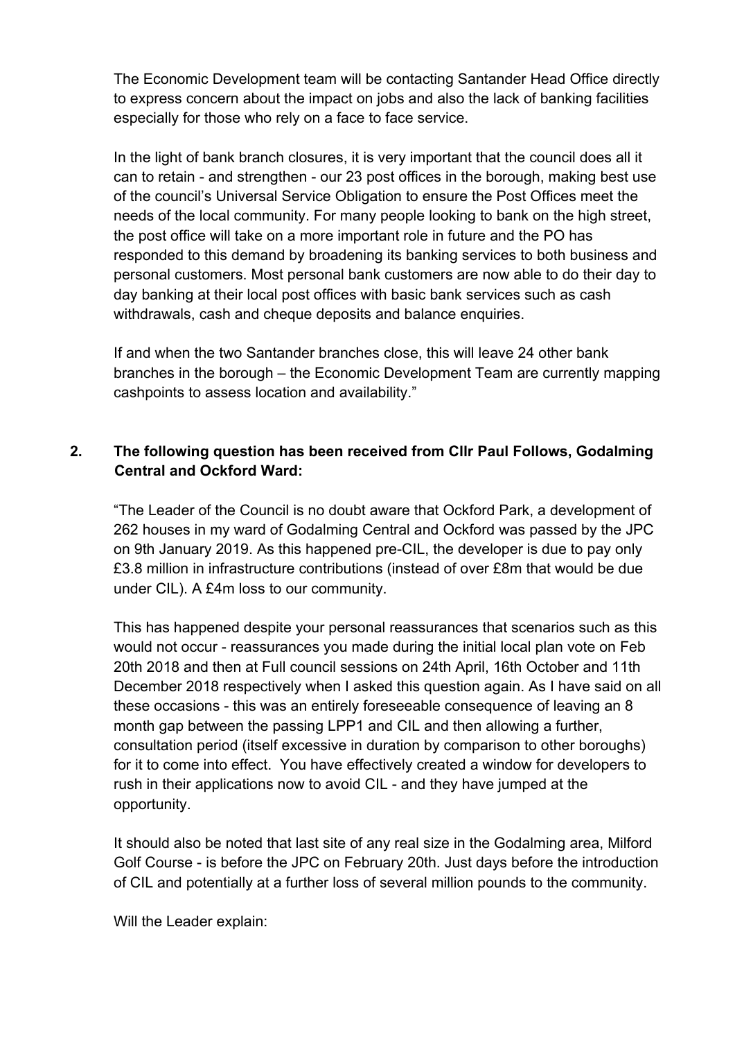The Economic Development team will be contacting Santander Head Office directly to express concern about the impact on jobs and also the lack of banking facilities especially for those who rely on a face to face service.

In the light of bank branch closures, it is very important that the council does all it can to retain - and strengthen - our 23 post offices in the borough, making best use of the council's Universal Service Obligation to ensure the Post Offices meet the needs of the local community. For many people looking to bank on the high street, the post office will take on a more important role in future and the PO has responded to this demand by broadening its banking services to both business and personal customers. Most personal bank customers are now able to do their day to day banking at their local post offices with basic bank services such as cash withdrawals, cash and cheque deposits and balance enquiries.

If and when the two Santander branches close, this will leave 24 other bank branches in the borough – the Economic Development Team are currently mapping cashpoints to assess location and availability."

**2. The following question has been received from Cllr Paul Follows, Godalming Central and Ockford Ward:**

"The Leader of the Council is no doubt aware that Ockford Park, a development of 262 houses in my ward of Godalming Central and Ockford was passed by the JPC on 9th January 2019. As this happened pre-CIL, the developer is due to pay only £3.8 million in infrastructure contributions (instead of over £8m that would be due under CIL). A £4m loss to our community.

This has happened despite your personal reassurances that scenarios such as this would not occur - reassurances you made during the initial local plan vote on Feb 20th 2018 and then at Full council sessions on 24th April, 16th October and 11th December 2018 respectively when I asked this question again. As I have said on all these occasions - this was an entirely foreseeable consequence of leaving an 8 month gap between the passing LPP1 and CIL and then allowing a further, consultation period (itself excessive in duration by comparison to other boroughs) for it to come into effect. You have effectively created a window for developers to rush in their applications now to avoid CIL - and they have jumped at the opportunity.

It should also be noted that last site of any real size in the Godalming area, Milford Golf Course - is before the JPC on February 20th. Just days before the introduction of CIL and potentially at a further loss of several million pounds to the community.

Will the Leader explain: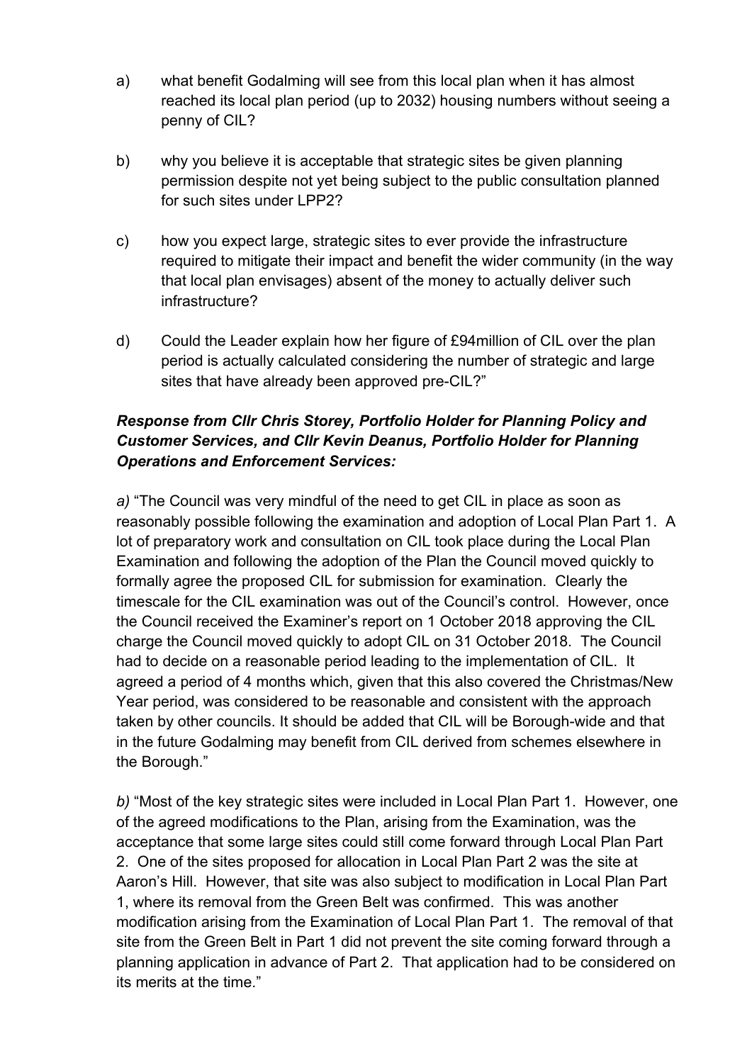a) what benefit Godalming will see from this local plan when it has almost reached its local plan period (up to 2032) housing numbers without seeing a penny of CIL?

b) why you believe it is acceptable that strategic sites be given planning permission despite not yet being subject to the public consultation planned for such sites under LPP2?

c) how you expect large, strategic sites to ever provide the infrastructure required to mitigate their impact and benefit the wider community (in the way that local plan envisages) absent of the money to actually deliver such infrastructure?

d) Could the Leader explain how her figure of £94million of CIL over the plan period is actually calculated considering the number of strategic and large sites that have already been approved pre-CIL?"

***Response from Cllr Chris Storey, Portfolio Holder for Planning Policy and Customer Services, and Cllr Kevin Deanus, Portfolio Holder for Planning Operations and Enforcement Services:***

*a)* "The Council was very mindful of the need to get CIL in place as soon as reasonably possible following the examination and adoption of Local Plan Part 1. A lot of preparatory work and consultation on CIL took place during the Local Plan Examination and following the adoption of the Plan the Council moved quickly to formally agree the proposed CIL for submission for examination. Clearly the timescale for the CIL examination was out of the Council's control. However, once the Council received the Examiner's report on 1 October 2018 approving the CIL charge the Council moved quickly to adopt CIL on 31 October 2018. The Council had to decide on a reasonable period leading to the implementation of CIL. It agreed a period of 4 months which, given that this also covered the Christmas/New Year period, was considered to be reasonable and consistent with the approach taken by other councils. It should be added that CIL will be Borough-wide and that in the future Godalming may benefit from CIL derived from schemes elsewhere in the Borough."

*b)* "Most of the key strategic sites were included in Local Plan Part 1. However, one of the agreed modifications to the Plan, arising from the Examination, was the acceptance that some large sites could still come forward through Local Plan Part 2. One of the sites proposed for allocation in Local Plan Part 2 was the site at Aaron's Hill. However, that site was also subject to modification in Local Plan Part 1, where its removal from the Green Belt was confirmed. This was another modification arising from the Examination of Local Plan Part 1. The removal of that site from the Green Belt in Part 1 did not prevent the site coming forward through a planning application in advance of Part 2. That application had to be considered on its merits at the time."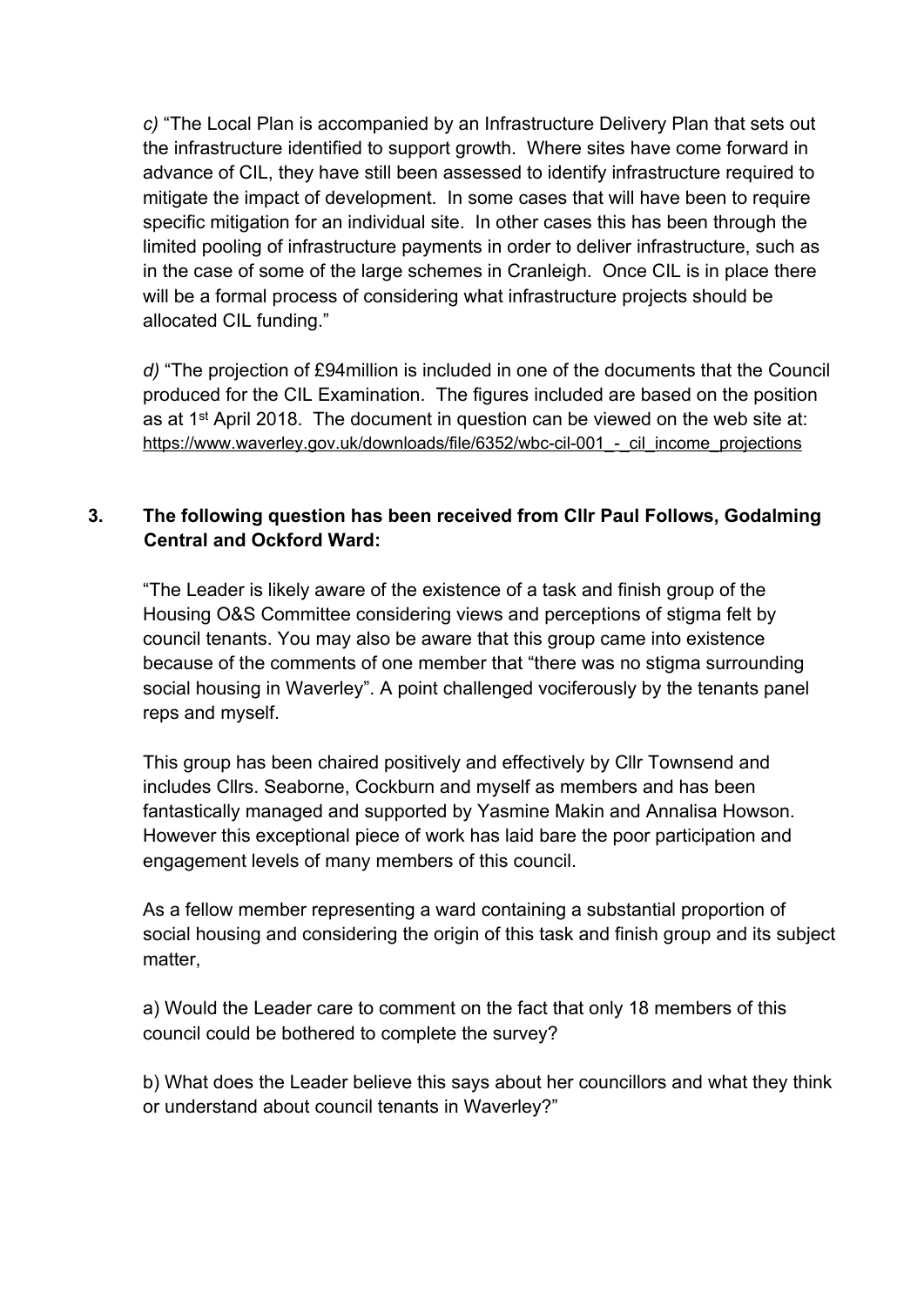*c)* “The Local Plan is accompanied by an Infrastructure Delivery Plan that sets out the infrastructure identified to support growth. Where sites have come forward in advance of CIL, they have still been assessed to identify infrastructure required to mitigate the impact of development. In some cases that will have been to require specific mitigation for an individual site. In other cases this has been through the limited pooling of infrastructure payments in order to deliver infrastructure, such as in the case of some of the large schemes in Cranleigh. Once CIL is in place there will be a formal process of considering what infrastructure projects should be allocated CIL funding.”

*d)* “The projection of £94million is included in one of the documents that the Council produced for the CIL Examination. The figures included are based on the position as at 1st April 2018. The document in question can be viewed on the web site at: https://www.waverley.gov.uk/downloads/file/6352/wbc-cil-001_-_cil_income_projections

**3. The following question has been received from Cllr Paul Follows, Godalming Central and Ockford Ward:**

“The Leader is likely aware of the existence of a task and finish group of the Housing O&S Committee considering views and perceptions of stigma felt by council tenants. You may also be aware that this group came into existence because of the comments of one member that “there was no stigma surrounding social housing in Waverley”. A point challenged vociferously by the tenants panel reps and myself.

This group has been chaired positively and effectively by Cllr Townsend and includes Cllrs. Seaborne, Cockburn and myself as members and has been fantastically managed and supported by Yasmine Makin and Annalisa Howson. However this exceptional piece of work has laid bare the poor participation and engagement levels of many members of this council.

As a fellow member representing a ward containing a substantial proportion of social housing and considering the origin of this task and finish group and its subject matter,

a) Would the Leader care to comment on the fact that only 18 members of this council could be bothered to complete the survey?

b) What does the Leader believe this says about her councillors and what they think or understand about council tenants in Waverley?”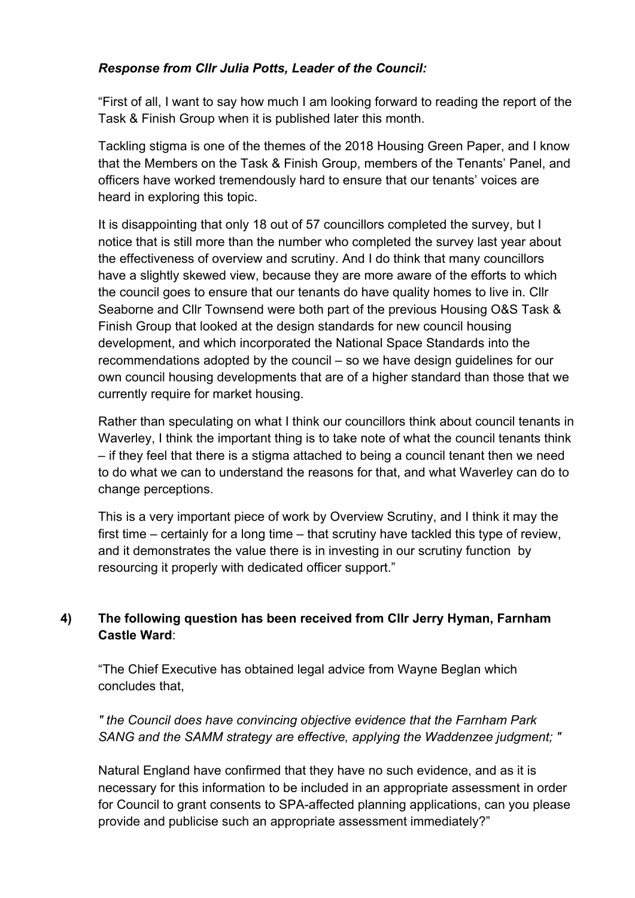***Response from Cllr Julia Potts, Leader of the Council:***

"First of all, I want to say how much I am looking forward to reading the report of the Task & Finish Group when it is published later this month.

Tackling stigma is one of the themes of the 2018 Housing Green Paper, and I know that the Members on the Task & Finish Group, members of the Tenants' Panel, and officers have worked tremendously hard to ensure that our tenants' voices are heard in exploring this topic.

It is disappointing that only 18 out of 57 councillors completed the survey, but I notice that is still more than the number who completed the survey last year about the effectiveness of overview and scrutiny. And I do think that many councillors have a slightly skewed view, because they are more aware of the efforts to which the council goes to ensure that our tenants do have quality homes to live in. Cllr Seaborne and Cllr Townsend were both part of the previous Housing O&S Task & Finish Group that looked at the design standards for new council housing development, and which incorporated the National Space Standards into the recommendations adopted by the council – so we have design guidelines for our own council housing developments that are of a higher standard than those that we currently require for market housing.

Rather than speculating on what I think our councillors think about council tenants in Waverley, I think the important thing is to take note of what the council tenants think – if they feel that there is a stigma attached to being a council tenant then we need to do what we can to understand the reasons for that, and what Waverley can do to change perceptions.

This is a very important piece of work by Overview Scrutiny, and I think it may the first time – certainly for a long time – that scrutiny have tackled this type of review, and it demonstrates the value there is in investing in our scrutiny function by resourcing it properly with dedicated officer support."

**4) The following question has been received from Cllr Jerry Hyman, Farnham Castle Ward**:

"The Chief Executive has obtained legal advice from Wayne Beglan which concludes that,

*" the Council does have convincing objective evidence that the Farnham Park SANG and the SAMM strategy are effective, applying the Waddenzee judgment; "*

Natural England have confirmed that they have no such evidence, and as it is necessary for this information to be included in an appropriate assessment in order for Council to grant consents to SPA-affected planning applications, can you please provide and publicise such an appropriate assessment immediately?"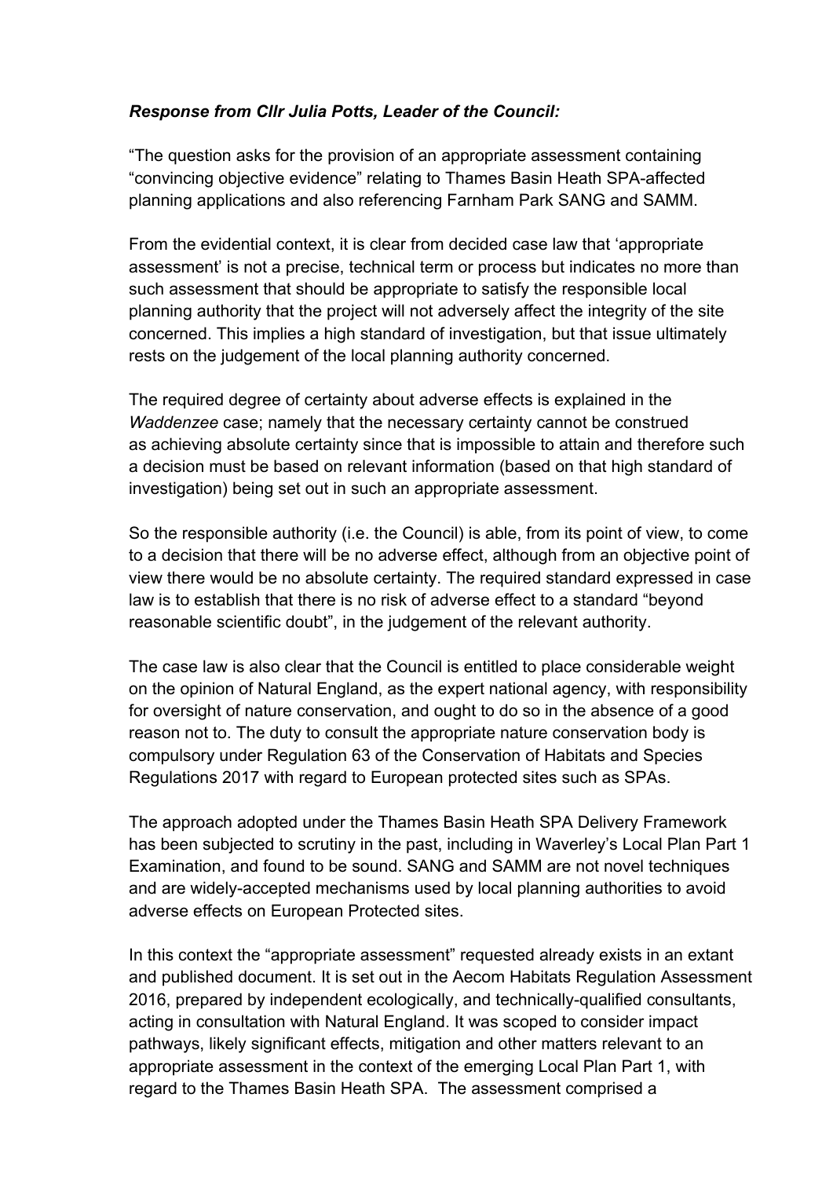***Response from Cllr Julia Potts, Leader of the Council:***

"The question asks for the provision of an appropriate assessment containing "convincing objective evidence" relating to Thames Basin Heath SPA-affected planning applications and also referencing Farnham Park SANG and SAMM.

From the evidential context, it is clear from decided case law that 'appropriate assessment' is not a precise, technical term or process but indicates no more than such assessment that should be appropriate to satisfy the responsible local planning authority that the project will not adversely affect the integrity of the site concerned. This implies a high standard of investigation, but that issue ultimately rests on the judgement of the local planning authority concerned.

The required degree of certainty about adverse effects is explained in the *Waddenzee* case; namely that the necessary certainty cannot be construed as achieving absolute certainty since that is impossible to attain and therefore such a decision must be based on relevant information (based on that high standard of investigation) being set out in such an appropriate assessment.

So the responsible authority (i.e. the Council) is able, from its point of view, to come to a decision that there will be no adverse effect, although from an objective point of view there would be no absolute certainty. The required standard expressed in case law is to establish that there is no risk of adverse effect to a standard "beyond reasonable scientific doubt", in the judgement of the relevant authority.

The case law is also clear that the Council is entitled to place considerable weight on the opinion of Natural England, as the expert national agency, with responsibility for oversight of nature conservation, and ought to do so in the absence of a good reason not to. The duty to consult the appropriate nature conservation body is compulsory under Regulation 63 of the Conservation of Habitats and Species Regulations 2017 with regard to European protected sites such as SPAs.

The approach adopted under the Thames Basin Heath SPA Delivery Framework has been subjected to scrutiny in the past, including in Waverley's Local Plan Part 1 Examination, and found to be sound. SANG and SAMM are not novel techniques and are widely-accepted mechanisms used by local planning authorities to avoid adverse effects on European Protected sites.

In this context the "appropriate assessment" requested already exists in an extant and published document. It is set out in the Aecom Habitats Regulation Assessment 2016, prepared by independent ecologically, and technically-qualified consultants, acting in consultation with Natural England. It was scoped to consider impact pathways, likely significant effects, mitigation and other matters relevant to an appropriate assessment in the context of the emerging Local Plan Part 1, with regard to the Thames Basin Heath SPA. The assessment comprised a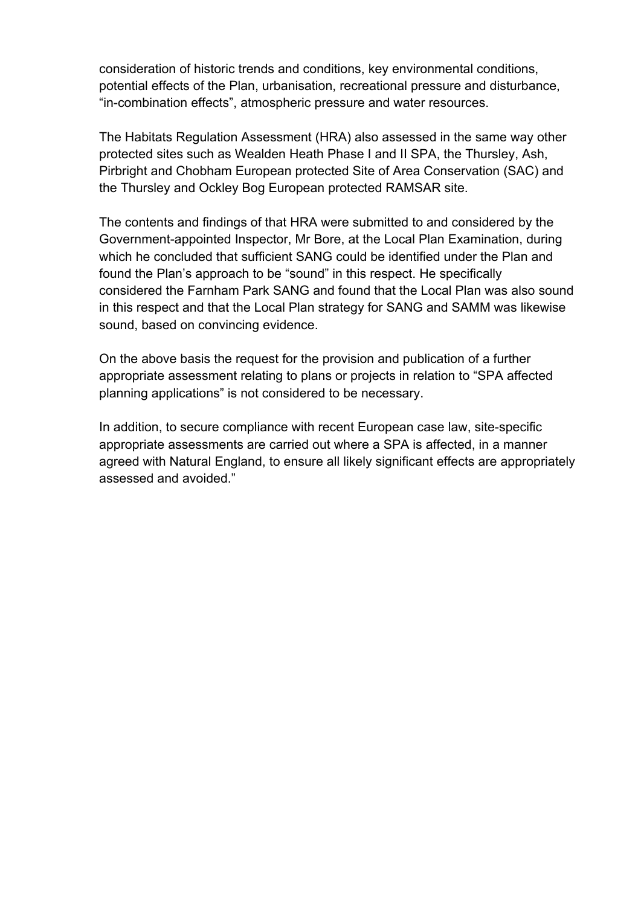consideration of historic trends and conditions, key environmental conditions, potential effects of the Plan, urbanisation, recreational pressure and disturbance, “in-combination effects”, atmospheric pressure and water resources.

The Habitats Regulation Assessment (HRA) also assessed in the same way other protected sites such as Wealden Heath Phase I and II SPA, the Thursley, Ash, Pirbright and Chobham European protected Site of Area Conservation (SAC) and the Thursley and Ockley Bog European protected RAMSAR site.

The contents and findings of that HRA were submitted to and considered by the Government-appointed Inspector, Mr Bore, at the Local Plan Examination, during which he concluded that sufficient SANG could be identified under the Plan and found the Plan’s approach to be “sound” in this respect. He specifically considered the Farnham Park SANG and found that the Local Plan was also sound in this respect and that the Local Plan strategy for SANG and SAMM was likewise sound, based on convincing evidence.

On the above basis the request for the provision and publication of a further appropriate assessment relating to plans or projects in relation to “SPA affected planning applications” is not considered to be necessary.

In addition, to secure compliance with recent European case law, site-specific appropriate assessments are carried out where a SPA is affected, in a manner agreed with Natural England, to ensure all likely significant effects are appropriately assessed and avoided.”